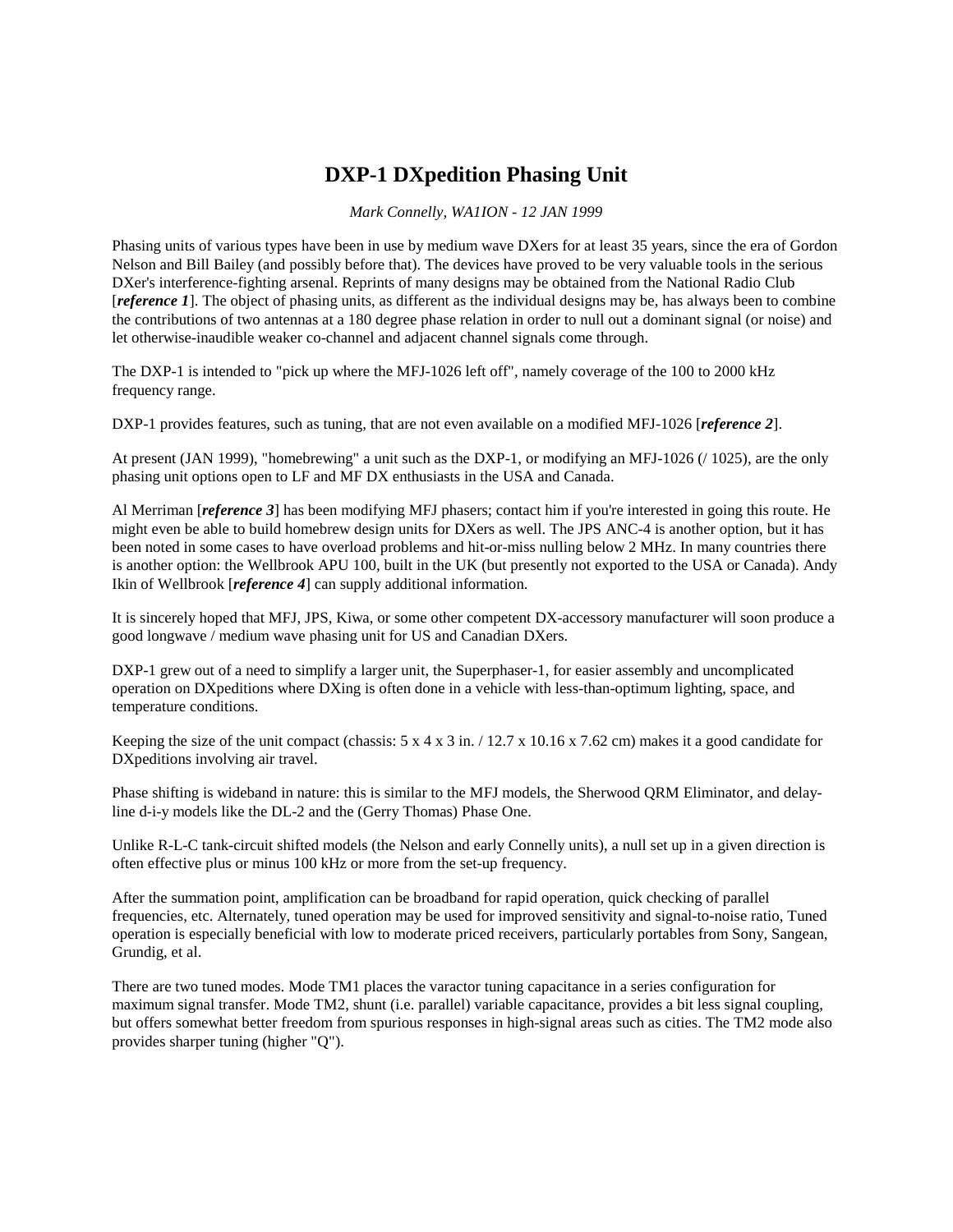# DXP-1 DXpedition Phasing Unit

*Mark Connelly, WA1ION - 12 JAN 1999*

Phasing units of various types have been in use by medium wave DXers for at least 35 years, since the era of Gordon Nelson and Bill Bailey (and possibly before that). The devices have proved to be very valuable tools in the serious DXer's interference-fighting arsenal. Reprints of many designs may be obtained from the National Radio Club [***reference 1***]. The object of phasing units, as different as the individual designs may be, has always been to combine the contributions of two antennas at a 180 degree phase relation in order to null out a dominant signal (or noise) and let otherwise-inaudible weaker co-channel and adjacent channel signals come through.

The DXP-1 is intended to "pick up where the MFJ-1026 left off", namely coverage of the 100 to 2000 kHz frequency range.

DXP-1 provides features, such as tuning, that are not even available on a modified MFJ-1026 [***reference 2***].

At present (JAN 1999), "homebrewing" a unit such as the DXP-1, or modifying an MFJ-1026 (/ 1025), are the only phasing unit options open to LF and MF DX enthusiasts in the USA and Canada.

Al Merriman [***reference 3***] has been modifying MFJ phasers; contact him if you're interested in going this route. He might even be able to build homebrew design units for DXers as well. The JPS ANC-4 is another option, but it has been noted in some cases to have overload problems and hit-or-miss nulling below 2 MHz. In many countries there is another option: the Wellbrook APU 100, built in the UK (but presently not exported to the USA or Canada). Andy Ikin of Wellbrook [***reference 4***] can supply additional information.

It is sincerely hoped that MFJ, JPS, Kiwa, or some other competent DX-accessory manufacturer will soon produce a good longwave / medium wave phasing unit for US and Canadian DXers.

DXP-1 grew out of a need to simplify a larger unit, the Superphaser-1, for easier assembly and uncomplicated operation on DXpeditions where DXing is often done in a vehicle with less-than-optimum lighting, space, and temperature conditions.

Keeping the size of the unit compact (chassis: 5 x 4 x 3 in. / 12.7 x 10.16 x 7.62 cm) makes it a good candidate for DXpeditions involving air travel.

Phase shifting is wideband in nature: this is similar to the MFJ models, the Sherwood QRM Eliminator, and delay-line d-i-y models like the DL-2 and the (Gerry Thomas) Phase One.

Unlike R-L-C tank-circuit shifted models (the Nelson and early Connelly units), a null set up in a given direction is often effective plus or minus 100 kHz or more from the set-up frequency.

After the summation point, amplification can be broadband for rapid operation, quick checking of parallel frequencies, etc. Alternately, tuned operation may be used for improved sensitivity and signal-to-noise ratio, Tuned operation is especially beneficial with low to moderate priced receivers, particularly portables from Sony, Sangean, Grundig, et al.

There are two tuned modes. Mode TM1 places the varactor tuning capacitance in a series configuration for maximum signal transfer. Mode TM2, shunt (i.e. parallel) variable capacitance, provides a bit less signal coupling, but offers somewhat better freedom from spurious responses in high-signal areas such as cities. The TM2 mode also provides sharper tuning (higher "Q").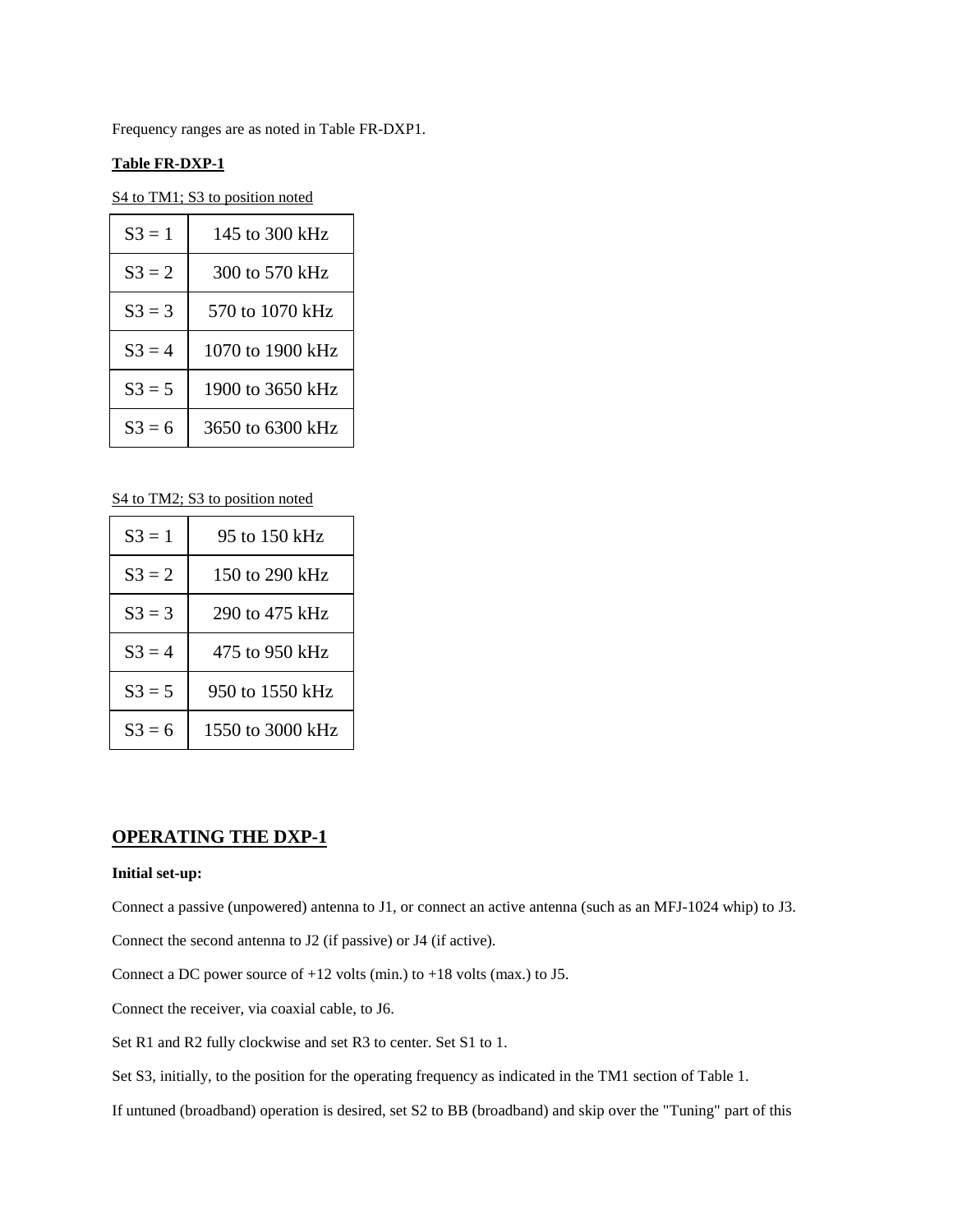Frequency ranges are as noted in Table FR-DXP1.

**<u>Table FR-DXP-1</u>**

<u>S4 to TM1; S3 to position noted</u>

| S3 = 1 | 145 to 300 kHz |
|---|---|
| S3 = 2 | 300 to 570 kHz |
| S3 = 3 | 570 to 1070 kHz |
| S3 = 4 | 1070 to 1900 kHz |
| S3 = 5 | 1900 to 3650 kHz |
| S3 = 6 | 3650 to 6300 kHz |

<u>S4 to TM2; S3 to position noted</u>

| S3 = 1 | 95 to 150 kHz |
|---|---|
| S3 = 2 | 150 to 290 kHz |
| S3 = 3 | 290 to 475 kHz |
| S3 = 4 | 475 to 950 kHz |
| S3 = 5 | 950 to 1550 kHz |
| S3 = 6 | 1550 to 3000 kHz |

## <u>OPERATING THE DXP-1</u>

**Initial set-up:**

Connect a passive (unpowered) antenna to J1, or connect an active antenna (such as an MFJ-1024 whip) to J3.

Connect the second antenna to J2 (if passive) or J4 (if active).

Connect a DC power source of +12 volts (min.) to +18 volts (max.) to J5.

Connect the receiver, via coaxial cable, to J6.

Set R1 and R2 fully clockwise and set R3 to center. Set S1 to 1.

Set S3, initially, to the position for the operating frequency as indicated in the TM1 section of Table 1.

If untuned (broadband) operation is desired, set S2 to BB (broadband) and skip over the "Tuning" part of this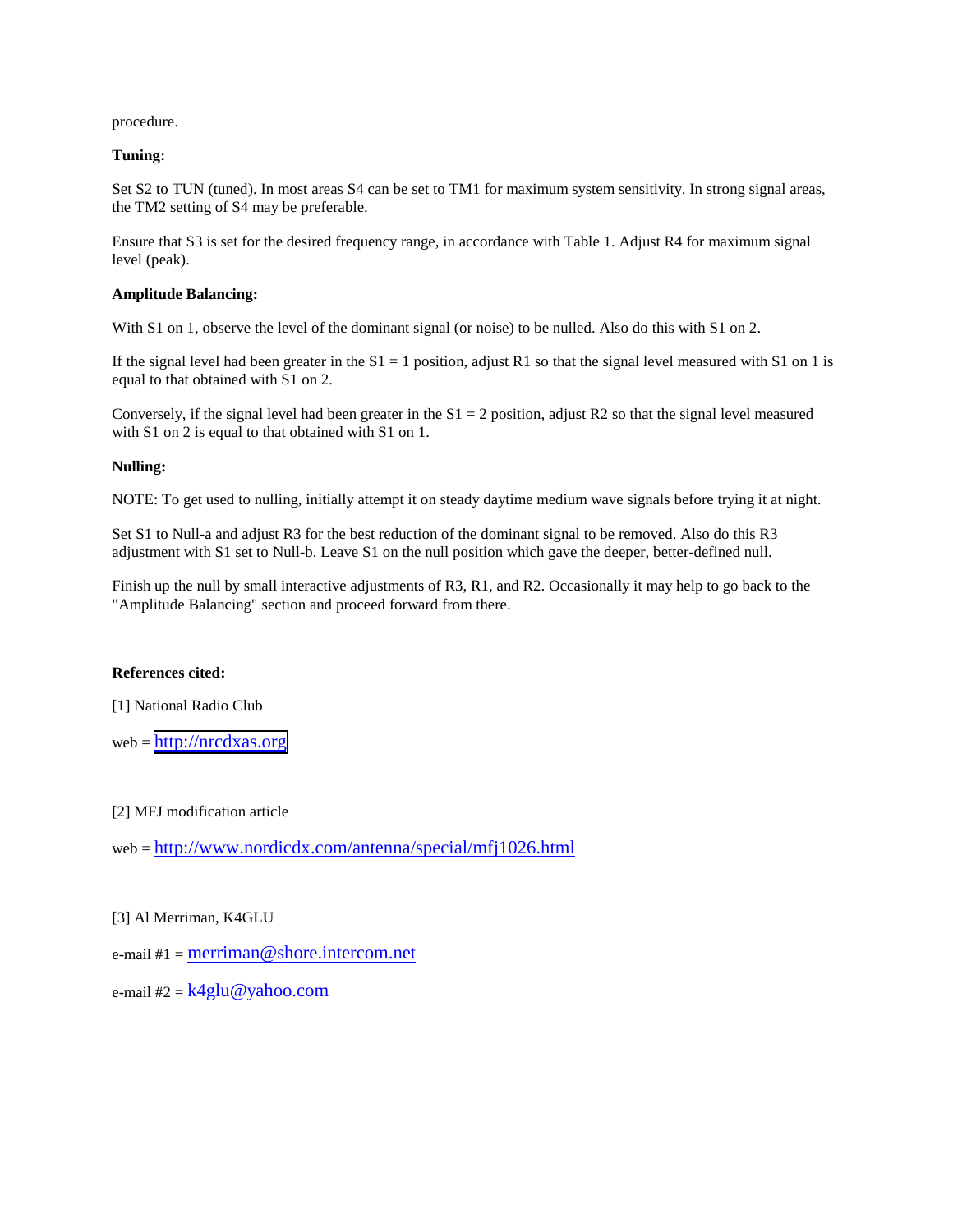procedure.

**Tuning:**

Set S2 to TUN (tuned). In most areas S4 can be set to TM1 for maximum system sensitivity. In strong signal areas, the TM2 setting of S4 may be preferable.

Ensure that S3 is set for the desired frequency range, in accordance with Table 1. Adjust R4 for maximum signal level (peak).

**Amplitude Balancing:**

With S1 on 1, observe the level of the dominant signal (or noise) to be nulled. Also do this with S1 on 2.

If the signal level had been greater in the S1 = 1 position, adjust R1 so that the signal level measured with S1 on 1 is equal to that obtained with S1 on 2.

Conversely, if the signal level had been greater in the S1 = 2 position, adjust R2 so that the signal level measured with S1 on 2 is equal to that obtained with S1 on 1.

**Nulling:**

NOTE: To get used to nulling, initially attempt it on steady daytime medium wave signals before trying it at night.

Set S1 to Null-a and adjust R3 for the best reduction of the dominant signal to be removed. Also do this R3 adjustment with S1 set to Null-b. Leave S1 on the null position which gave the deeper, better-defined null.

Finish up the null by small interactive adjustments of R3, R1, and R2. Occasionally it may help to go back to the "Amplitude Balancing" section and proceed forward from there.

**References cited:**

[1] National Radio Club

web = http://nrcdxas.org

[2] MFJ modification article

web = http://www.nordicdx.com/antenna/special/mfj1026.html

[3] Al Merriman, K4GLU

e-mail #1 = merriman@shore.intercom.net

e-mail #2 = k4glu@yahoo.com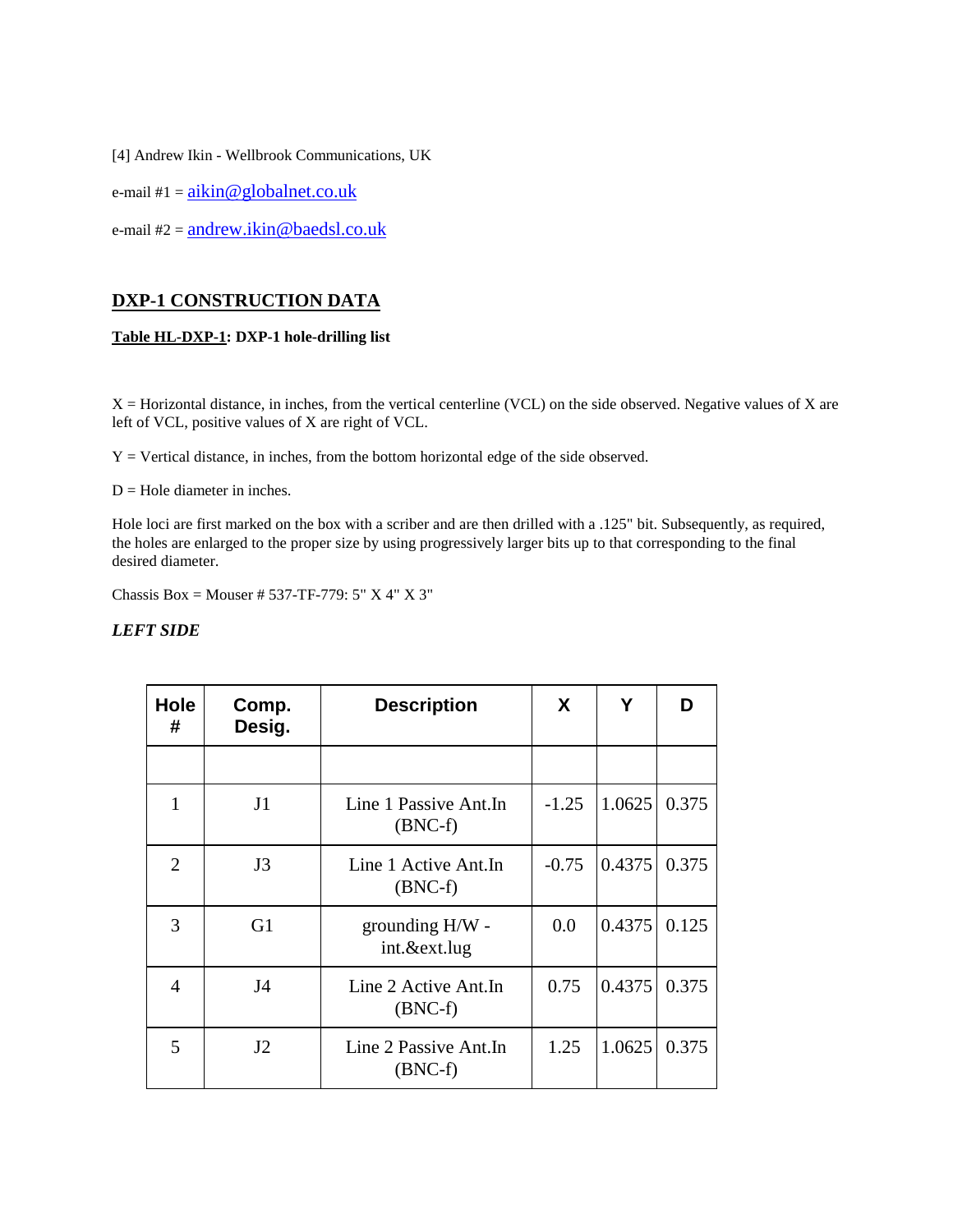[4] Andrew Ikin - Wellbrook Communications, UK

e-mail #1 = aikin@globalnet.co.uk

e-mail #2 = andrew.ikin@baedsl.co.uk

## DXP-1 CONSTRUCTION DATA

**Table HL-DXP-1: DXP-1 hole-drilling list**

X = Horizontal distance, in inches, from the vertical centerline (VCL) on the side observed. Negative values of X are left of VCL, positive values of X are right of VCL.

Y = Vertical distance, in inches, from the bottom horizontal edge of the side observed.

D = Hole diameter in inches.

Hole loci are first marked on the box with a scriber and are then drilled with a .125" bit. Subsequently, as required, the holes are enlarged to the proper size by using progressively larger bits up to that corresponding to the final desired diameter.

Chassis Box = Mouser # 537-TF-779: 5" X 4" X 3"

***LEFT SIDE***

| Hole # | Comp. Desig. | Description | X | Y | D |
|---|---|---|---|---|---|
| | | | | | |
| 1 | J1 | Line 1 Passive Ant.In (BNC-f) | -1.25 | 1.0625 | 0.375 |
| 2 | J3 | Line 1 Active Ant.In (BNC-f) | -0.75 | 0.4375 | 0.375 |
| 3 | G1 | grounding H/W - int.&ext.lug | 0.0 | 0.4375 | 0.125 |
| 4 | J4 | Line 2 Active Ant.In (BNC-f) | 0.75 | 0.4375 | 0.375 |
| 5 | J2 | Line 2 Passive Ant.In (BNC-f) | 1.25 | 1.0625 | 0.375 |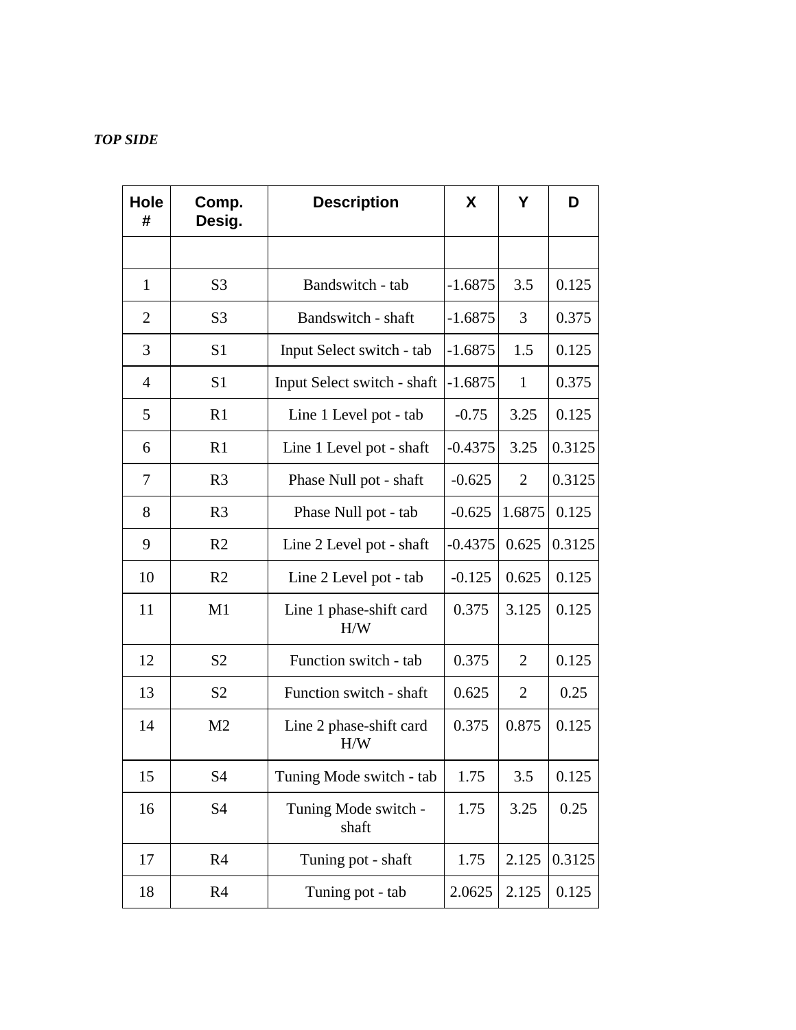***TOP SIDE***

| Hole # | Comp. Desig. | Description | X | Y | D |
|---|---|---|---|---|---|
| | | | | | |
| 1 | S3 | Bandswitch - tab | -1.6875 | 3.5 | 0.125 |
| 2 | S3 | Bandswitch - shaft | -1.6875 | 3 | 0.375 |
| 3 | S1 | Input Select switch - tab | -1.6875 | 1.5 | 0.125 |
| 4 | S1 | Input Select switch - shaft | -1.6875 | 1 | 0.375 |
| 5 | R1 | Line 1 Level pot - tab | -0.75 | 3.25 | 0.125 |
| 6 | R1 | Line 1 Level pot - shaft | -0.4375 | 3.25 | 0.3125 |
| 7 | R3 | Phase Null pot - shaft | -0.625 | 2 | 0.3125 |
| 8 | R3 | Phase Null pot - tab | -0.625 | 1.6875 | 0.125 |
| 9 | R2 | Line 2 Level pot - shaft | -0.4375 | 0.625 | 0.3125 |
| 10 | R2 | Line 2 Level pot - tab | -0.125 | 0.625 | 0.125 |
| 11 | M1 | Line 1 phase-shift card H/W | 0.375 | 3.125 | 0.125 |
| 12 | S2 | Function switch - tab | 0.375 | 2 | 0.125 |
| 13 | S2 | Function switch - shaft | 0.625 | 2 | 0.25 |
| 14 | M2 | Line 2 phase-shift card H/W | 0.375 | 0.875 | 0.125 |
| 15 | S4 | Tuning Mode switch - tab | 1.75 | 3.5 | 0.125 |
| 16 | S4 | Tuning Mode switch - shaft | 1.75 | 3.25 | 0.25 |
| 17 | R4 | Tuning pot - shaft | 1.75 | 2.125 | 0.3125 |
| 18 | R4 | Tuning pot - tab | 2.0625 | 2.125 | 0.125 |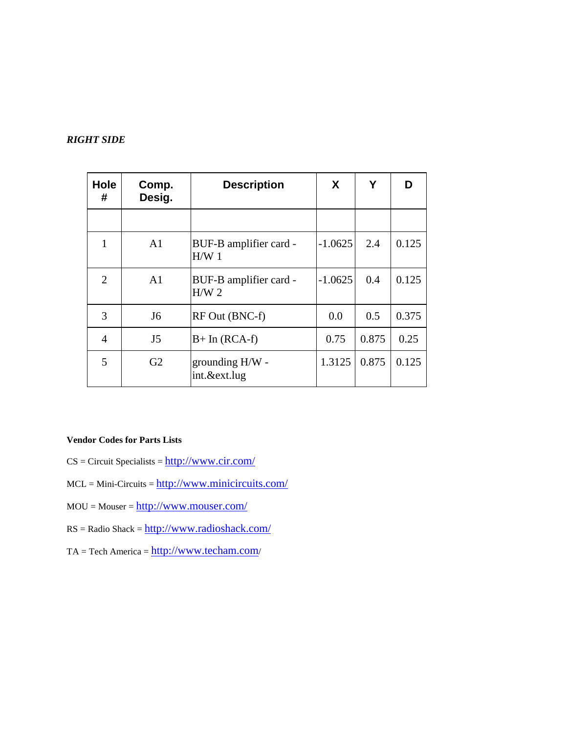***RIGHT SIDE***

| Hole # | Comp. Desig. | Description | X | Y | D |
|---|---|---|---|---|---|
| | | | | | |
| 1 | A1 | BUF-B amplifier card - H/W 1 | -1.0625 | 2.4 | 0.125 |
| 2 | A1 | BUF-B amplifier card - H/W 2 | -1.0625 | 0.4 | 0.125 |
| 3 | J6 | RF Out (BNC-f) | 0.0 | 0.5 | 0.375 |
| 4 | J5 | B+ In (RCA-f) | 0.75 | 0.875 | 0.25 |
| 5 | G2 | grounding H/W - int.&ext.lug | 1.3125 | 0.875 | 0.125 |

**Vendor Codes for Parts Lists**

CS = Circuit Specialists = http://www.cir.com/

MCL = Mini-Circuits = http://www.minicircuits.com/

MOU = Mouser = http://www.mouser.com/

RS = Radio Shack = http://www.radioshack.com/

TA = Tech America = http://www.techam.com/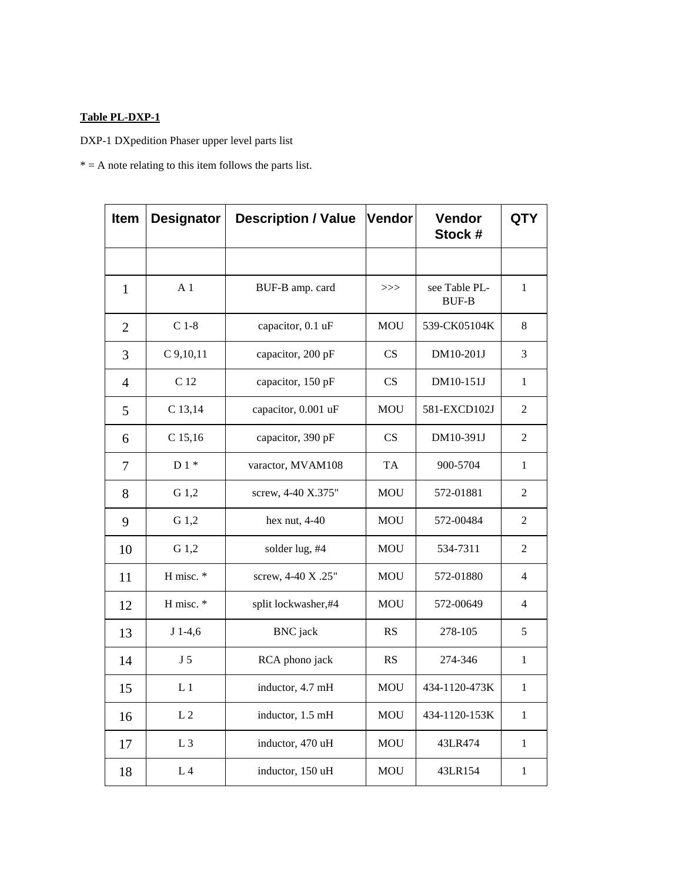**Table PL-DXP-1**

DXP-1 DXpedition Phaser upper level parts list

* = A note relating to this item follows the parts list.

| Item | Designator | Description / Value | Vendor | Vendor Stock # | QTY |
|---|---|---|---|---|---|
| | | | | | |
| 1 | A 1 | BUF-B amp. card | >>> | see Table PL-BUF-B | 1 |
| 2 | C 1-8 | capacitor, 0.1 uF | MOU | 539-CK05104K | 8 |
| 3 | C 9,10,11 | capacitor, 200 pF | CS | DM10-201J | 3 |
| 4 | C 12 | capacitor, 150 pF | CS | DM10-151J | 1 |
| 5 | C 13,14 | capacitor, 0.001 uF | MOU | 581-EXCD102J | 2 |
| 6 | C 15,16 | capacitor, 390 pF | CS | DM10-391J | 2 |
| 7 | D 1 * | varactor, MVAM108 | TA | 900-5704 | 1 |
| 8 | G 1,2 | screw, 4-40 X.375" | MOU | 572-01881 | 2 |
| 9 | G 1,2 | hex nut, 4-40 | MOU | 572-00484 | 2 |
| 10 | G 1,2 | solder lug, #4 | MOU | 534-7311 | 2 |
| 11 | H misc. * | screw, 4-40 X .25" | MOU | 572-01880 | 4 |
| 12 | H misc. * | split lockwasher,#4 | MOU | 572-00649 | 4 |
| 13 | J 1-4,6 | BNC jack | RS | 278-105 | 5 |
| 14 | J 5 | RCA phono jack | RS | 274-346 | 1 |
| 15 | L 1 | inductor, 4.7 mH | MOU | 434-1120-473K | 1 |
| 16 | L 2 | inductor, 1.5 mH | MOU | 434-1120-153K | 1 |
| 17 | L 3 | inductor, 470 uH | MOU | 43LR474 | 1 |
| 18 | L 4 | inductor, 150 uH | MOU | 43LR154 | 1 |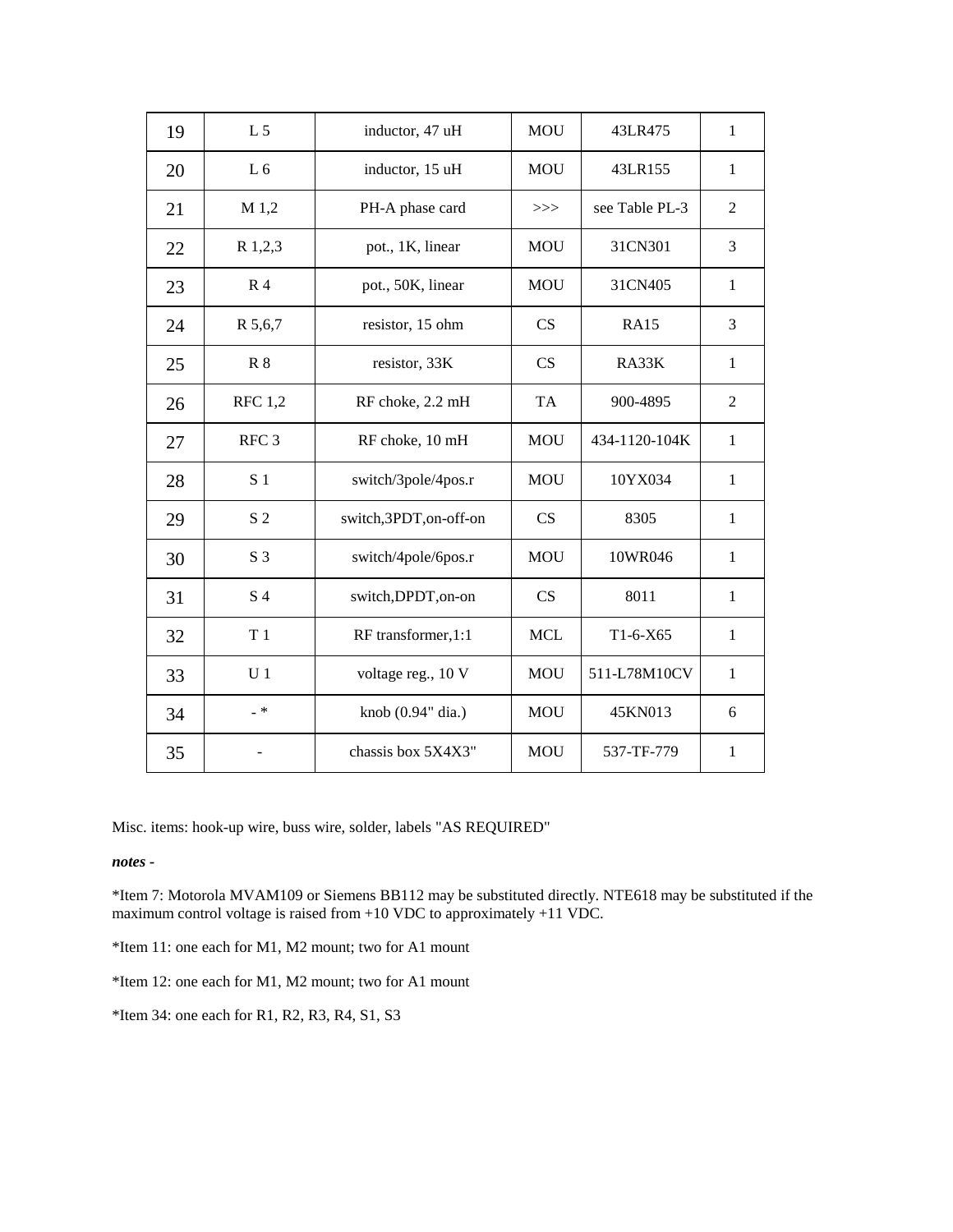| 19 | L 5 | inductor, 47 uH | MOU | 43LR475 | 1 |
|---|---|---|---|---|---|
| 20 | L 6 | inductor, 15 uH | MOU | 43LR155 | 1 |
| 21 | M 1,2 | PH-A phase card | >>> | see Table PL-3 | 2 |
| 22 | R 1,2,3 | pot., 1K, linear | MOU | 31CN301 | 3 |
| 23 | R 4 | pot., 50K, linear | MOU | 31CN405 | 1 |
| 24 | R 5,6,7 | resistor, 15 ohm | CS | RA15 | 3 |
| 25 | R 8 | resistor, 33K | CS | RA33K | 1 |
| 26 | RFC 1,2 | RF choke, 2.2 mH | TA | 900-4895 | 2 |
| 27 | RFC 3 | RF choke, 10 mH | MOU | 434-1120-104K | 1 |
| 28 | S 1 | switch/3pole/4pos.r | MOU | 10YX034 | 1 |
| 29 | S 2 | switch,3PDT,on-off-on | CS | 8305 | 1 |
| 30 | S 3 | switch/4pole/6pos.r | MOU | 10WR046 | 1 |
| 31 | S 4 | switch,DPDT,on-on | CS | 8011 | 1 |
| 32 | T 1 | RF transformer,1:1 | MCL | T1-6-X65 | 1 |
| 33 | U 1 | voltage reg., 10 V | MOU | 511-L78M10CV | 1 |
| 34 | - * | knob (0.94" dia.) | MOU | 45KN013 | 6 |
| 35 | - | chassis box 5X4X3" | MOU | 537-TF-779 | 1 |

Misc. items: hook-up wire, buss wire, solder, labels "AS REQUIRED"

***notes -***

*Item 7: Motorola MVAM109 or Siemens BB112 may be substituted directly. NTE618 may be substituted if the maximum control voltage is raised from +10 VDC to approximately +11 VDC.

*Item 11: one each for M1, M2 mount; two for A1 mount

*Item 12: one each for M1, M2 mount; two for A1 mount

*Item 34: one each for R1, R2, R3, R4, S1, S3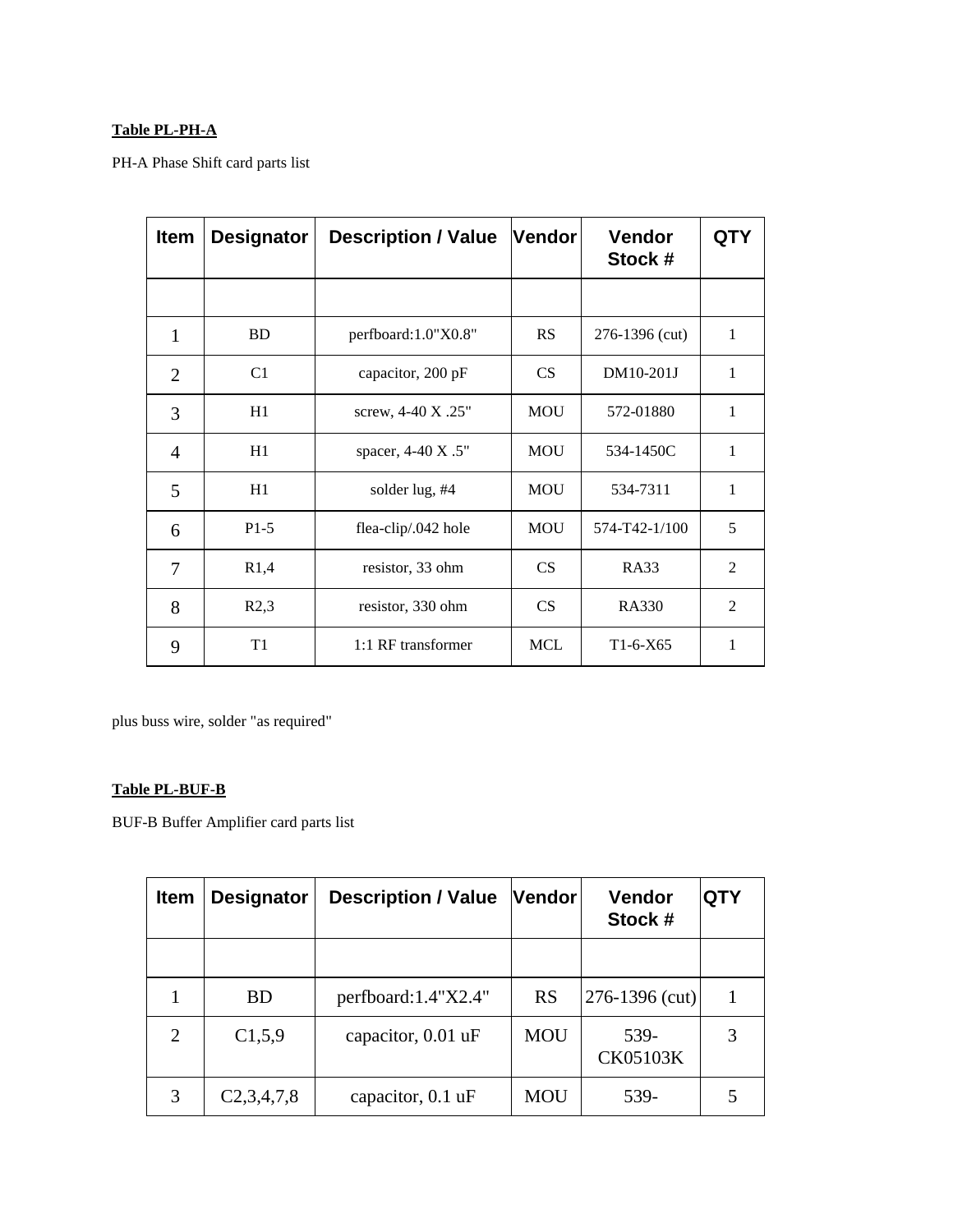**Table PL-PH-A**

PH-A Phase Shift card parts list

| Item | Designator | Description / Value | Vendor | Vendor Stock # | QTY |
|---|---|---|---|---|---|
| | | | | | |
| 1 | BD | perfboard:1.0"X0.8" | RS | 276-1396 (cut) | 1 |
| 2 | C1 | capacitor, 200 pF | CS | DM10-201J | 1 |
| 3 | H1 | screw, 4-40 X .25" | MOU | 572-01880 | 1 |
| 4 | H1 | spacer, 4-40 X .5" | MOU | 534-1450C | 1 |
| 5 | H1 | solder lug, #4 | MOU | 534-7311 | 1 |
| 6 | P1-5 | flea-clip/.042 hole | MOU | 574-T42-1/100 | 5 |
| 7 | R1,4 | resistor, 33 ohm | CS | RA33 | 2 |
| 8 | R2,3 | resistor, 330 ohm | CS | RA330 | 2 |
| 9 | T1 | 1:1 RF transformer | MCL | T1-6-X65 | 1 |

plus buss wire, solder "as required"

**Table PL-BUF-B**

BUF-B Buffer Amplifier card parts list

| Item | Designator | Description / Value | Vendor | Vendor Stock # | QTY |
|---|---|---|---|---|---|
| | | | | | |
| 1 | BD | perfboard:1.4"X2.4" | RS | 276-1396 (cut) | 1 |
| 2 | C1,5,9 | capacitor, 0.01 uF | MOU | 539-CK05103K | 3 |
| 3 | C2,3,4,7,8 | capacitor, 0.1 uF | MOU | 539- | 5 |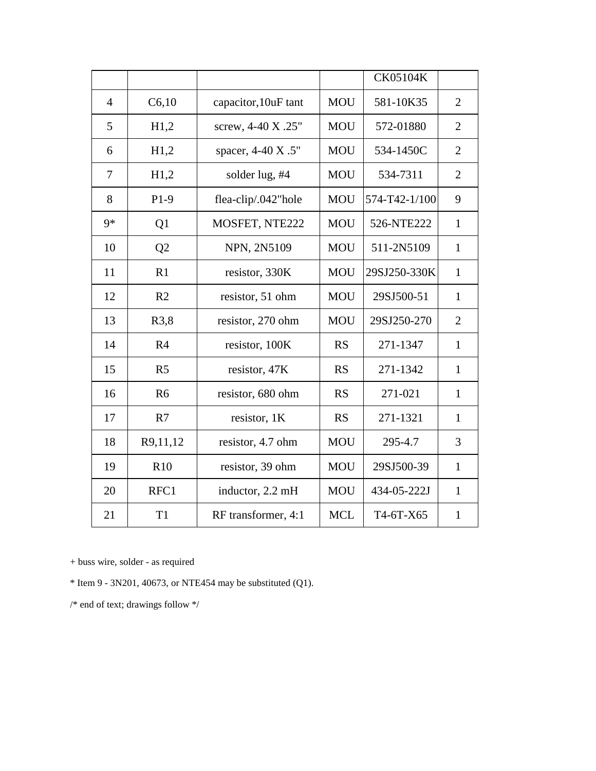| | | | | | |
|---|---|---|---|---|---|
| | | | | CK05104K | |
| 4 | C6,10 | capacitor,10uF tant | MOU | 581-10K35 | 2 |
| 5 | H1,2 | screw, 4-40 X .25" | MOU | 572-01880 | 2 |
| 6 | H1,2 | spacer, 4-40 X .5" | MOU | 534-1450C | 2 |
| 7 | H1,2 | solder lug, #4 | MOU | 534-7311 | 2 |
| 8 | P1-9 | flea-clip/.042"hole | MOU | 574-T42-1/100 | 9 |
| 9* | Q1 | MOSFET, NTE222 | MOU | 526-NTE222 | 1 |
| 10 | Q2 | NPN, 2N5109 | MOU | 511-2N5109 | 1 |
| 11 | R1 | resistor, 330K | MOU | 29SJ250-330K | 1 |
| 12 | R2 | resistor, 51 ohm | MOU | 29SJ500-51 | 1 |
| 13 | R3,8 | resistor, 270 ohm | MOU | 29SJ250-270 | 2 |
| 14 | R4 | resistor, 100K | RS | 271-1347 | 1 |
| 15 | R5 | resistor, 47K | RS | 271-1342 | 1 |
| 16 | R6 | resistor, 680 ohm | RS | 271-021 | 1 |
| 17 | R7 | resistor, 1K | RS | 271-1321 | 1 |
| 18 | R9,11,12 | resistor, 4.7 ohm | MOU | 295-4.7 | 3 |
| 19 | R10 | resistor, 39 ohm | MOU | 29SJ500-39 | 1 |
| 20 | RFC1 | inductor, 2.2 mH | MOU | 434-05-222J | 1 |
| 21 | T1 | RF transformer, 4:1 | MCL | T4-6T-X65 | 1 |

+ buss wire, solder - as required

* Item 9 - 3N201, 40673, or NTE454 may be substituted (Q1).

/* end of text; drawings follow */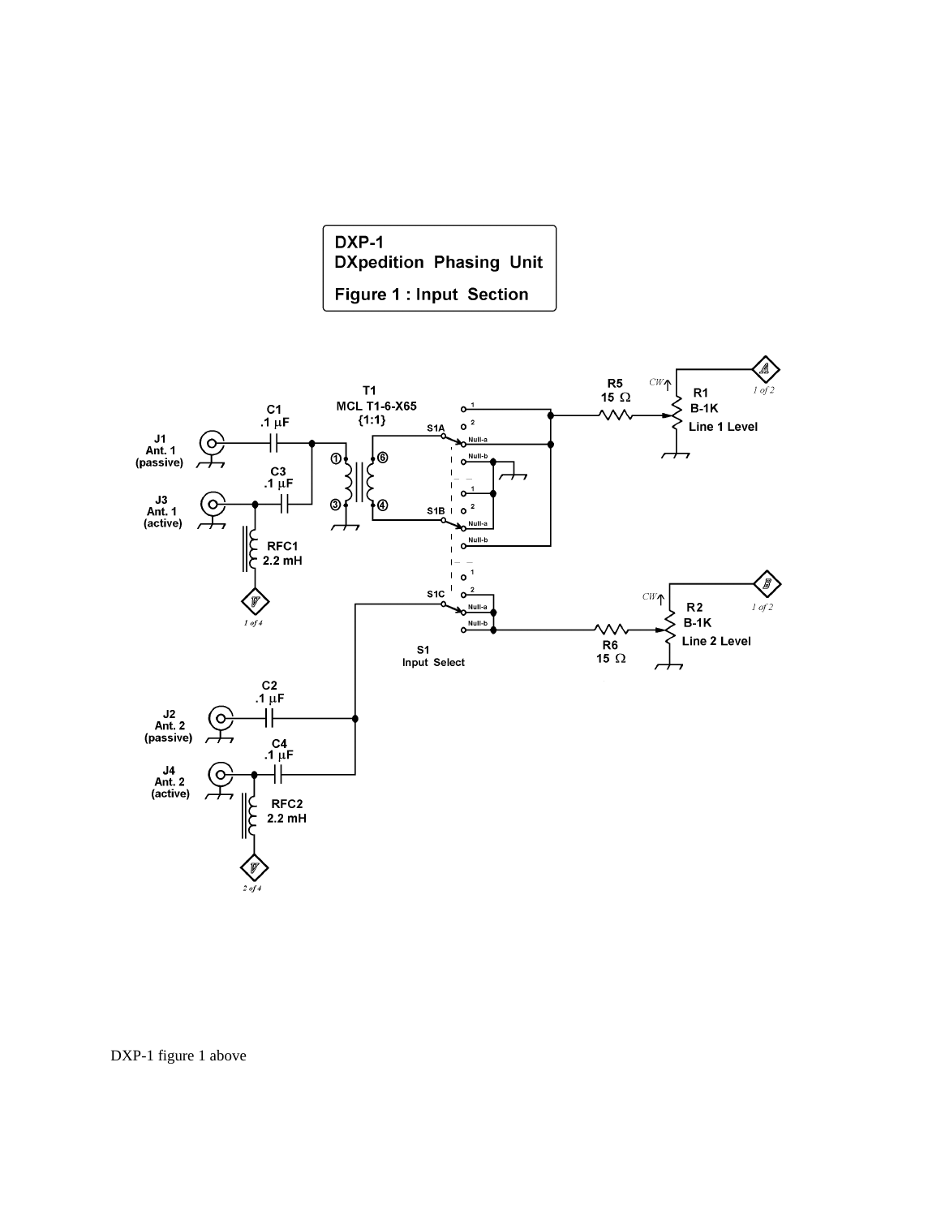**DXP-1**
**DXpedition Phasing Unit**

**Figure 1 : Input Section**

T1
MCL T1-6-X65
{1:1}

C1
.1 µF

J1
Ant. 1
(passive)

C3
.1 µF

J3
Ant. 1
(active)

RFC1
2.2 mH

1 of 4

R5
15 Ω

CW

R1
B-1K
Line 1 Level

1 of 2

S1A

S1B

S1C

Null-a

Null-b

R2
B-1K
Line 2 Level

R6
15 Ω

1 of 2

S1
Input Select

C2
.1 µF

J2
Ant. 2
(passive)

C4
.1 µF

J4
Ant. 2
(active)

RFC2
2.2 mH

2 of 4

DXP-1 figure 1 above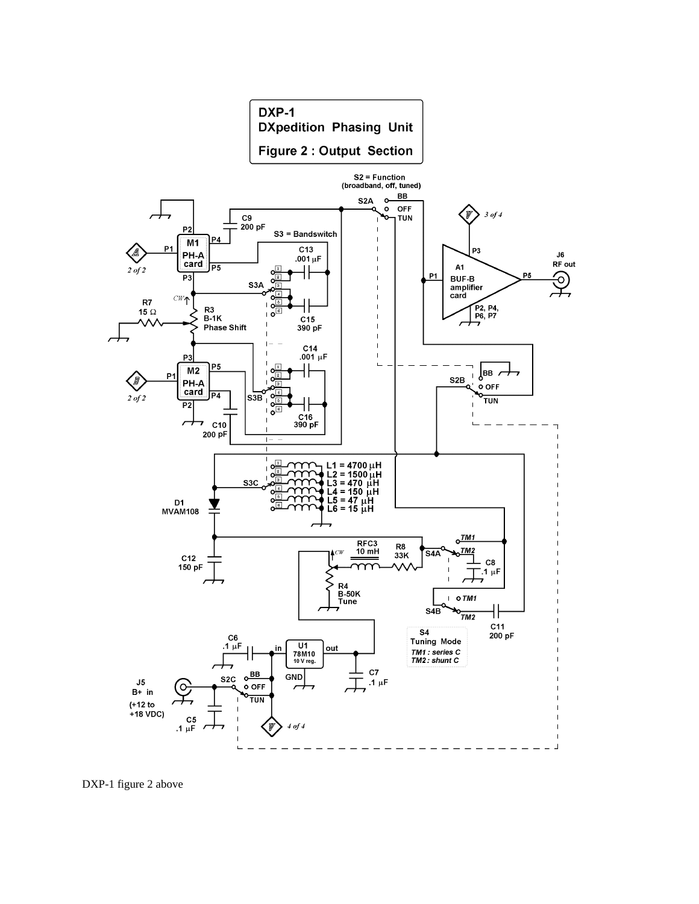**DXP-1**
**DXpedition Phasing Unit**
**Figure 2 : Output Section**

DXP-1 figure 2 above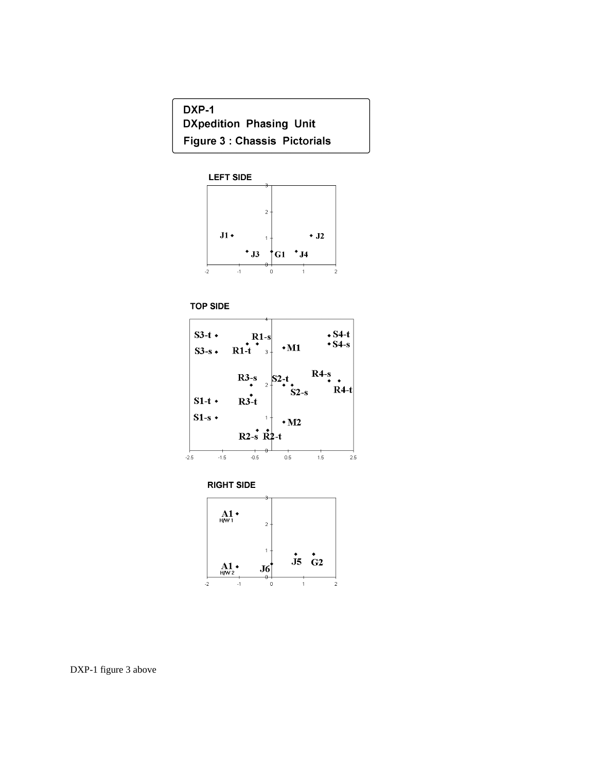**DXP-1**
**DXpedition Phasing Unit**
**Figure 3 : Chassis Pictorials**

**LEFT SIDE**

J1, J2, J3, G1, J4

**TOP SIDE**

S3-t, R1-s, S4-t, S4-s, R1-t, M1, S3-s, R3-s, S2-t, R4-s, S2-s, R4-t, S1-t, R3-t, S1-s, M2, R2-s, R2-t

**RIGHT SIDE**

A1 H/W 1, A1 H/W 2, J6, J5, G2

DXP-1 figure 3 above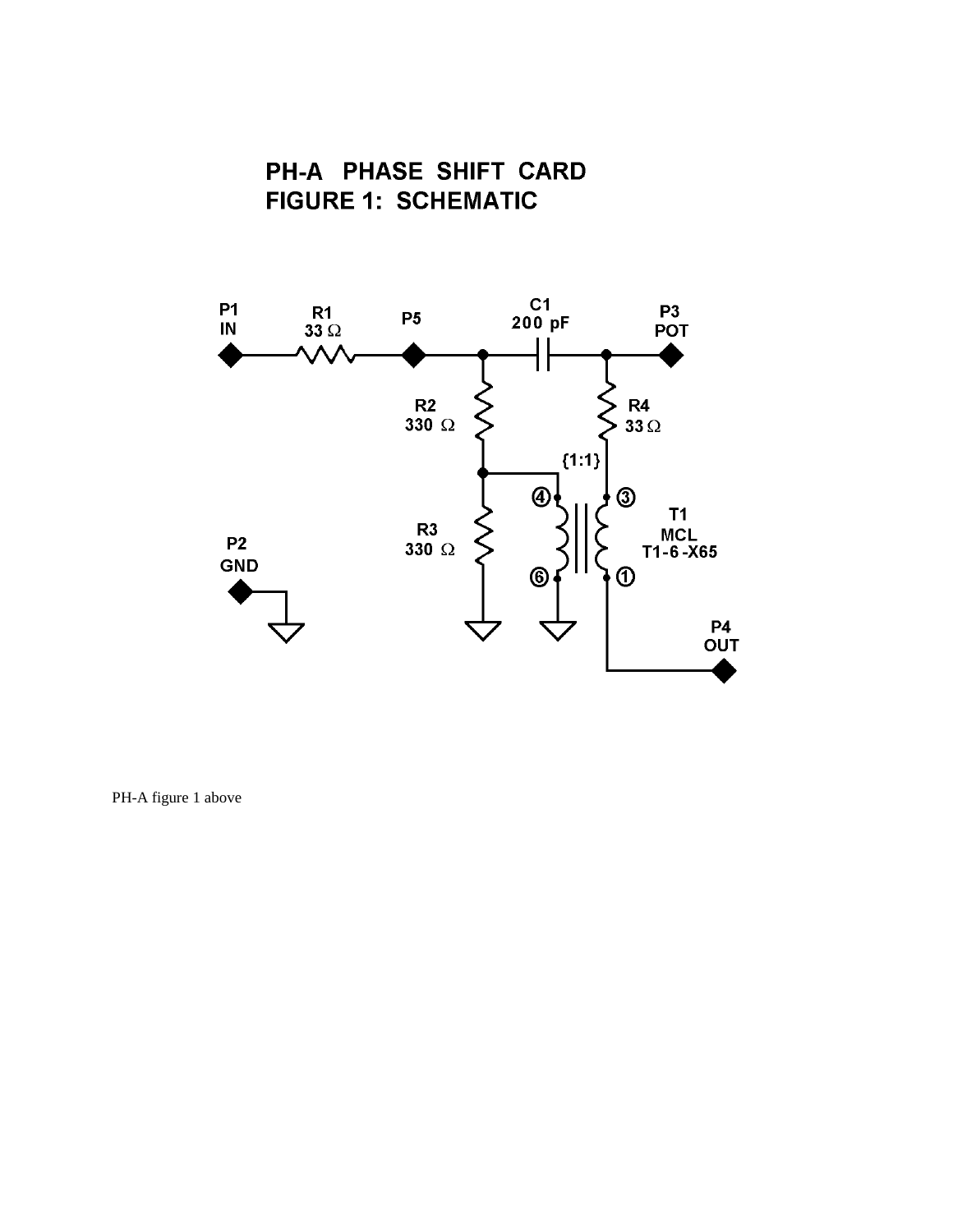# PH-A PHASE SHIFT CARD
## FIGURE 1: SCHEMATIC

P1 IN — R1 33 Ω — P5 — C1 200 pF — P3 POT

R2 330 Ω

R4 33 Ω

{1:1}

R3 330 Ω

T1 MCL T1-6 -X65

P2 GND

P4 OUT

PH-A figure 1 above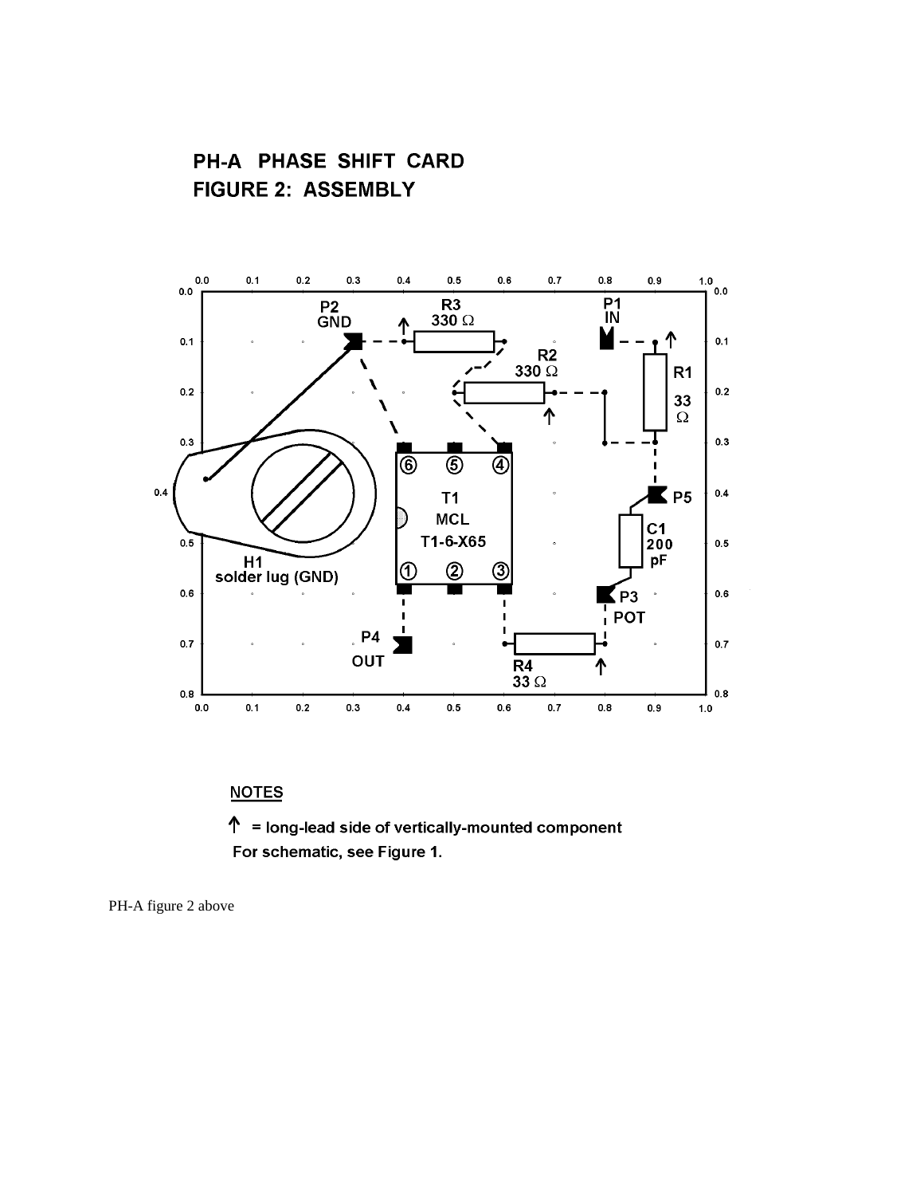## PH-A PHASE SHIFT CARD

## FIGURE 2: ASSEMBLY

P2 GND, R3 330 Ω, P1 IN, R2 330 Ω, R1 33 Ω, T1 MCL T1-6-X65, P5, C1 200 pF, H1 solder lug (GND), P3 POT, P4 OUT, R4 33 Ω

### NOTES

↑ = long-lead side of vertically-mounted component

For schematic, see Figure 1.

PH-A figure 2 above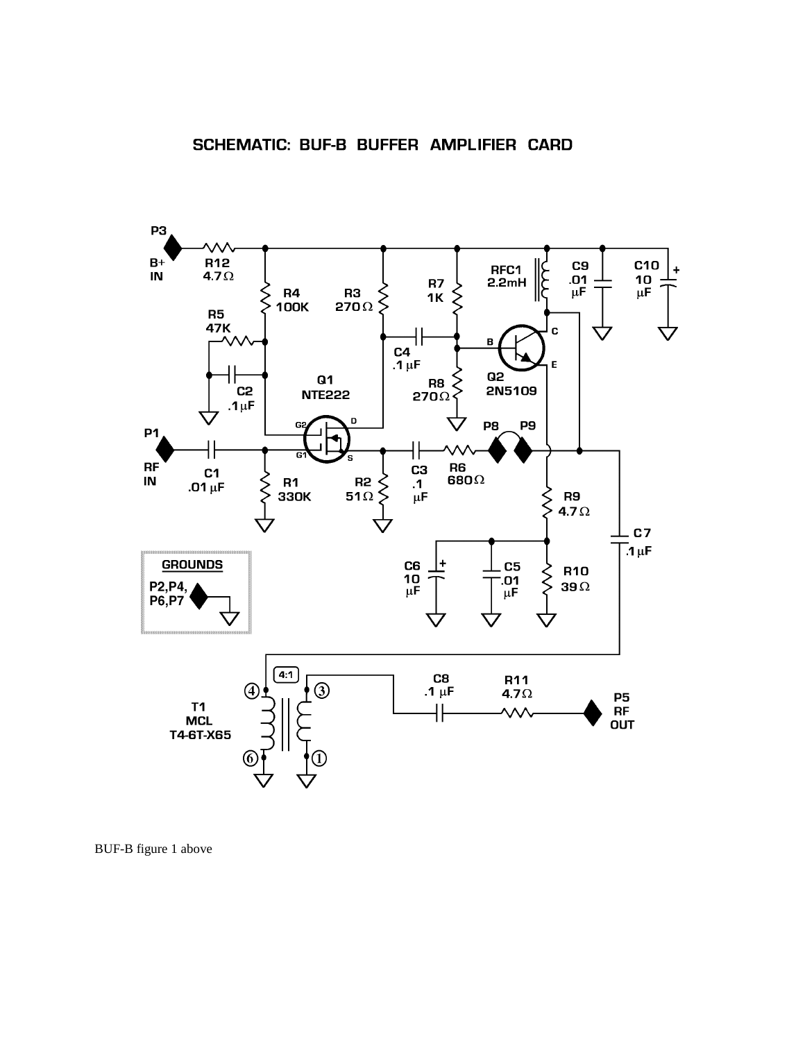SCHEMATIC: BUF-B BUFFER AMPLIFIER CARD

BUF-B figure 1 above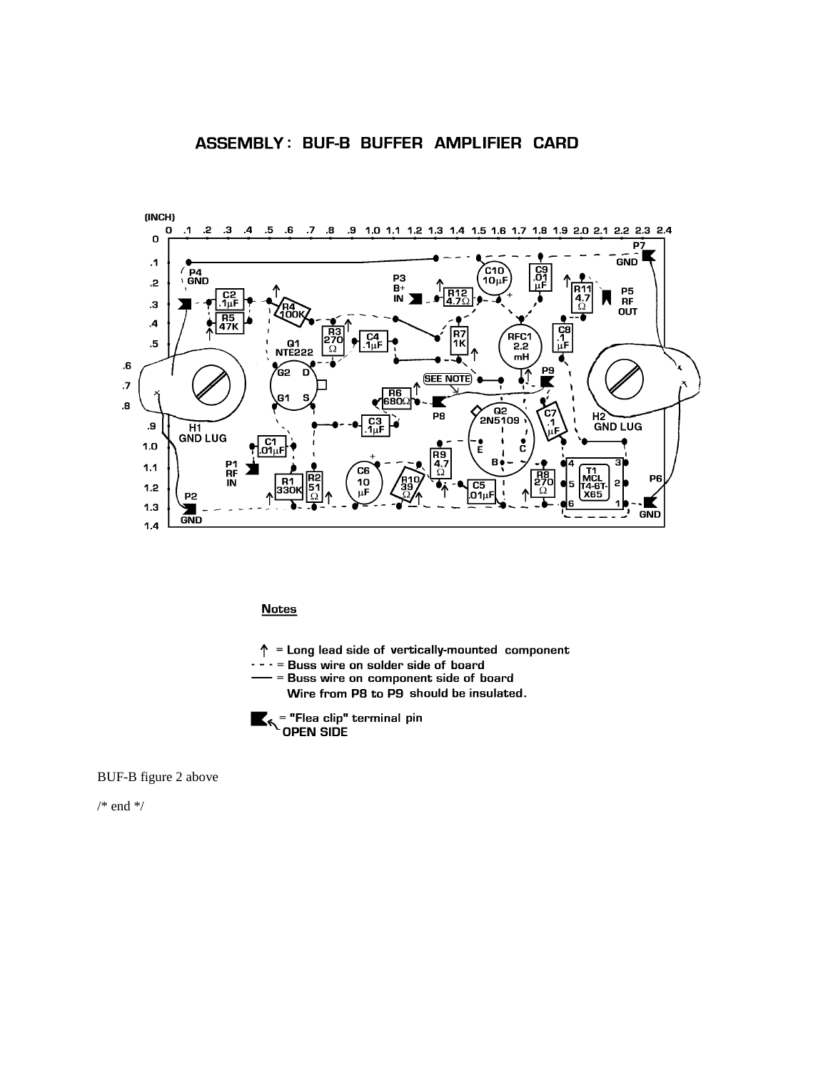## ASSEMBLY : BUF-B BUFFER AMPLIFIER CARD

(INCH)

0 .1 .2 .3 .4 .5 .6 .7 .8 .9 1.0 1.1 1.2 1.3 1.4 1.5 1.6 1.7 1.8 1.9 2.0 2.1 2.2 2.3 2.4

0 .1 .2 .3 .4 .5 .6 .7 .8 .9 1.0 1.1 1.2 1.3 1.4

P7 GND

P4 GND

C10 10µF

C9 .01 µF

P3 B+ IN

R12 4.7Ω

R11 4.7 Ω

P5 RF OUT

C2 .1µF

R5 47K

R4 100K

R3 270 Ω

C4 .1µF

R7 1K

RFC1 2.2 mH

C8 .1 µF

Q1 NTE222

G2 D G1 S

SEE NOTE

P9

R6 680Ω

P8

Q2 2N5109

E C B

C7 .1 µF

H1 GND LUG

H2 GND LUG

C3 .1µF

C1 .01µF

P1 RF IN

R9 4.7 Ω

C6 10 µF

R10 39 Ω

R8 270 Ω

T1 MCL T4-6T-X65

4 3 5 2 6 1

P6

R1 330K

R2 51 Ω

C5 .01µF

P2 GND

GND

**Notes**

↑ = Long lead side of vertically-mounted component
- - - = Buss wire on solder side of board
—— = Buss wire on component side of board
Wire from P8 to P9 should be insulated.

= "Flea clip" terminal pin
OPEN SIDE

BUF-B figure 2 above

/* end */